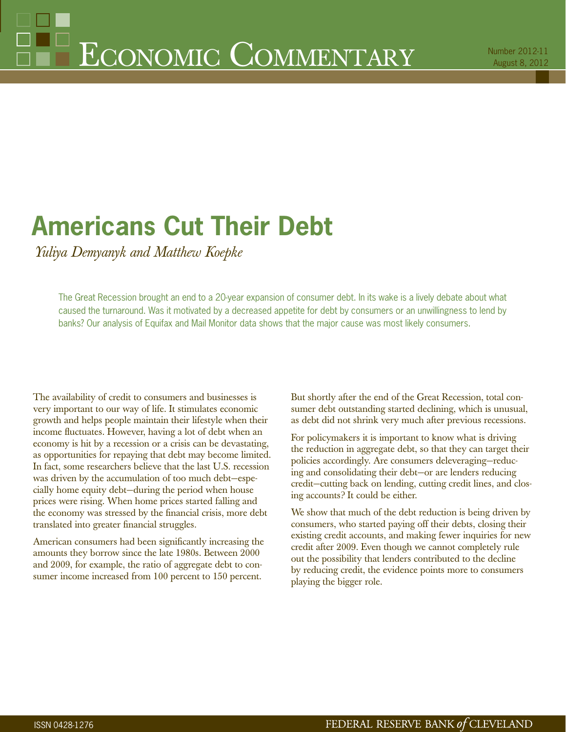# Economic Commentary

Number 2012-11
August 8, 2012

## Americans Cut Their Debt

*Yuliya Demyanyk and Matthew Koepke*

The Great Recession brought an end to a 20-year expansion of consumer debt. In its wake is a lively debate about what caused the turnaround. Was it motivated by a decreased appetite for debt by consumers or an unwillingness to lend by banks? Our analysis of Equifax and Mail Monitor data shows that the major cause was most likely consumers.

The availability of credit to consumers and businesses is very important to our way of life. It stimulates economic growth and helps people maintain their lifestyle when their income fluctuates. However, having a lot of debt when an economy is hit by a recession or a crisis can be devastating, as opportunities for repaying that debt may become limited. In fact, some researchers believe that the last U.S. recession was driven by the accumulation of too much debt—especially home equity debt—during the period when house prices were rising. When home prices started falling and the economy was stressed by the financial crisis, more debt translated into greater financial struggles.

American consumers had been significantly increasing the amounts they borrow since the late 1980s. Between 2000 and 2009, for example, the ratio of aggregate debt to consumer income increased from 100 percent to 150 percent.

But shortly after the end of the Great Recession, total consumer debt outstanding started declining, which is unusual, as debt did not shrink very much after previous recessions.

For policymakers it is important to know what is driving the reduction in aggregate debt, so that they can target their policies accordingly. Are consumers deleveraging—reducing and consolidating their debt—or are lenders reducing credit—cutting back on lending, cutting credit lines, and closing accounts? It could be either.

We show that much of the debt reduction is being driven by consumers, who started paying off their debts, closing their existing credit accounts, and making fewer inquiries for new credit after 2009. Even though we cannot completely rule out the possibility that lenders contributed to the decline by reducing credit, the evidence points more to consumers playing the bigger role.

ISSN 0428-1276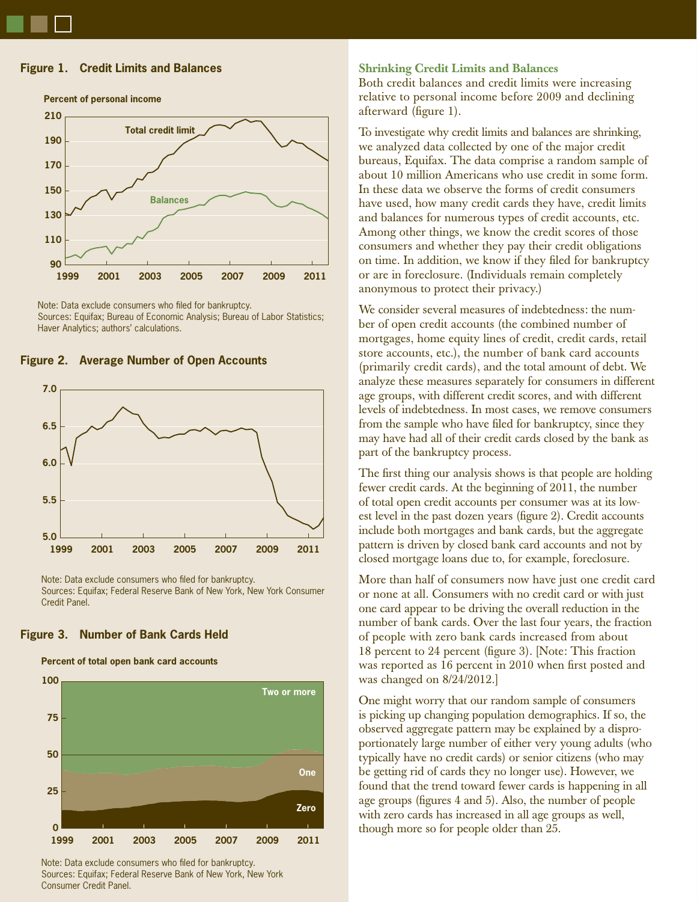## Figure 1. Credit Limits and Balances

Percent of personal income

Note: Data exclude consumers who filed for bankruptcy.
Sources: Equifax; Bureau of Economic Analysis; Bureau of Labor Statistics; Haver Analytics; authors' calculations.

## Figure 2. Average Number of Open Accounts

Note: Data exclude consumers who filed for bankruptcy.
Sources: Equifax; Federal Reserve Bank of New York, New York Consumer Credit Panel.

## Figure 3. Number of Bank Cards Held

Percent of total open bank card accounts

Note: Data exclude consumers who filed for bankruptcy.
Sources: Equifax; Federal Reserve Bank of New York, New York Consumer Credit Panel.

### Shrinking Credit Limits and Balances

Both credit balances and credit limits were increasing relative to personal income before 2009 and declining afterward (figure 1).

To investigate why credit limits and balances are shrinking, we analyzed data collected by one of the major credit bureaus, Equifax. The data comprise a random sample of about 10 million Americans who use credit in some form. In these data we observe the forms of credit consumers have used, how many credit cards they have, credit limits and balances for numerous types of credit accounts, etc. Among other things, we know the credit scores of those consumers and whether they pay their credit obligations on time. In addition, we know if they filed for bankruptcy or are in foreclosure. (Individuals remain completely anonymous to protect their privacy.)

We consider several measures of indebtedness: the number of open credit accounts (the combined number of mortgages, home equity lines of credit, credit cards, retail store accounts, etc.), the number of bank card accounts (primarily credit cards), and the total amount of debt. We analyze these measures separately for consumers in different age groups, with different credit scores, and with different levels of indebtedness. In most cases, we remove consumers from the sample who have filed for bankruptcy, since they may have had all of their credit cards closed by the bank as part of the bankruptcy process.

The first thing our analysis shows is that people are holding fewer credit cards. At the beginning of 2011, the number of total open credit accounts per consumer was at its lowest level in the past dozen years (figure 2). Credit accounts include both mortgages and bank cards, but the aggregate pattern is driven by closed bank card accounts and not by closed mortgage loans due to, for example, foreclosure.

More than half of consumers now have just one credit card or none at all. Consumers with no credit card or with just one card appear to be driving the overall reduction in the number of bank cards. Over the last four years, the fraction of people with zero bank cards increased from about 18 percent to 24 percent (figure 3). [Note: This fraction was reported as 16 percent in 2010 when first posted and was changed on 8/24/2012.]

One might worry that our random sample of consumers is picking up changing population demographics. If so, the observed aggregate pattern may be explained by a disproportionately large number of either very young adults (who typically have no credit cards) or senior citizens (who may be getting rid of cards they no longer use). However, we found that the trend toward fewer cards is happening in all age groups (figures 4 and 5). Also, the number of people with zero cards has increased in all age groups as well, though more so for people older than 25.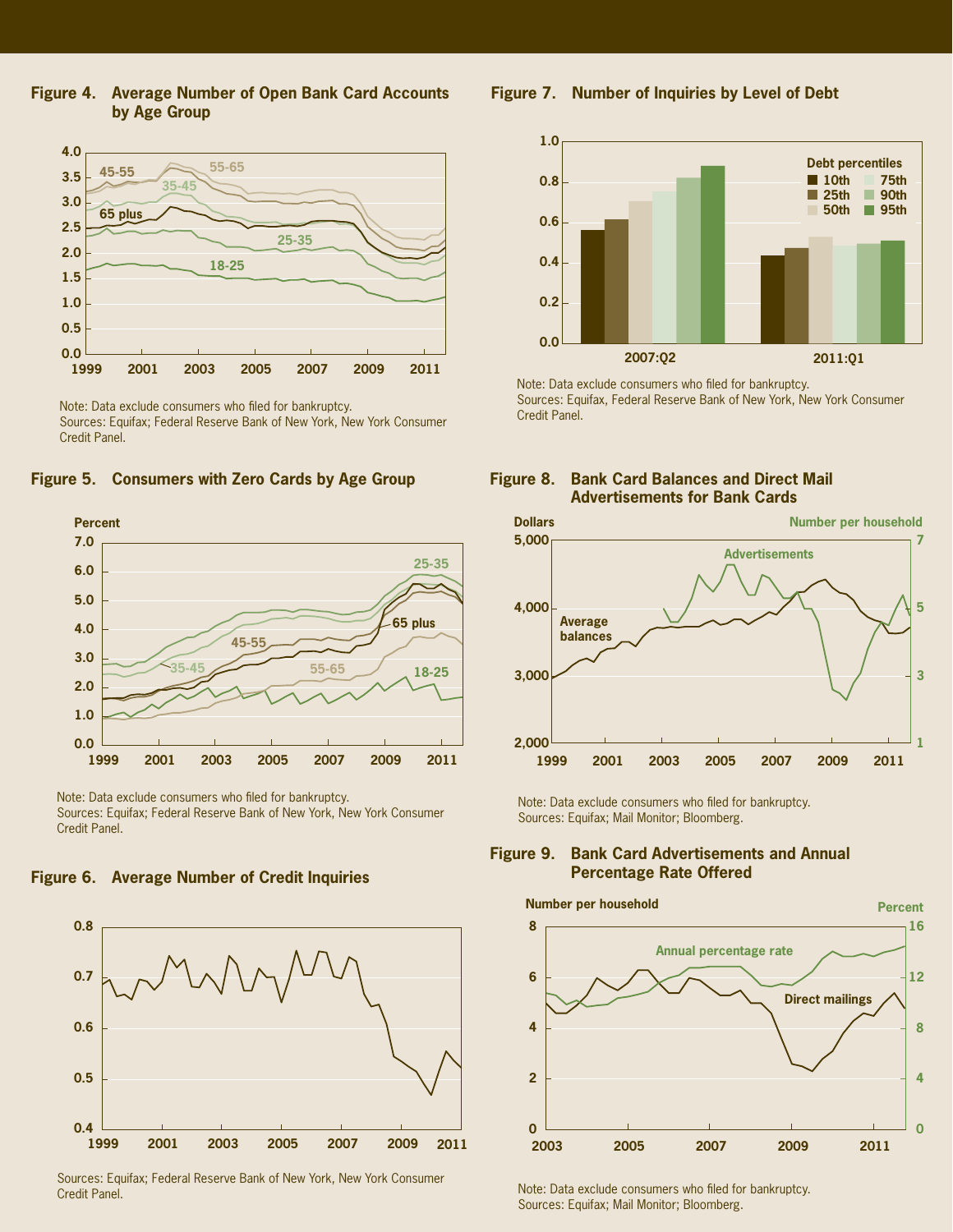**Figure 4. Average Number of Open Bank Card Accounts by Age Group**

Note: Data exclude consumers who filed for bankruptcy.
Sources: Equifax; Federal Reserve Bank of New York, New York Consumer Credit Panel.

**Figure 5. Consumers with Zero Cards by Age Group**

Note: Data exclude consumers who filed for bankruptcy.
Sources: Equifax; Federal Reserve Bank of New York, New York Consumer Credit Panel.

**Figure 6. Average Number of Credit Inquiries**

Sources: Equifax; Federal Reserve Bank of New York, New York Consumer Credit Panel.

**Figure 7. Number of Inquiries by Level of Debt**

Note: Data exclude consumers who filed for bankruptcy.
Sources: Equifax, Federal Reserve Bank of New York, New York Consumer Credit Panel.

**Figure 8. Bank Card Balances and Direct Mail Advertisements for Bank Cards**

Note: Data exclude consumers who filed for bankruptcy.
Sources: Equifax; Mail Monitor; Bloomberg.

**Figure 9. Bank Card Advertisements and Annual Percentage Rate Offered**

Note: Data exclude consumers who filed for bankruptcy.
Sources: Equifax; Mail Monitor; Bloomberg.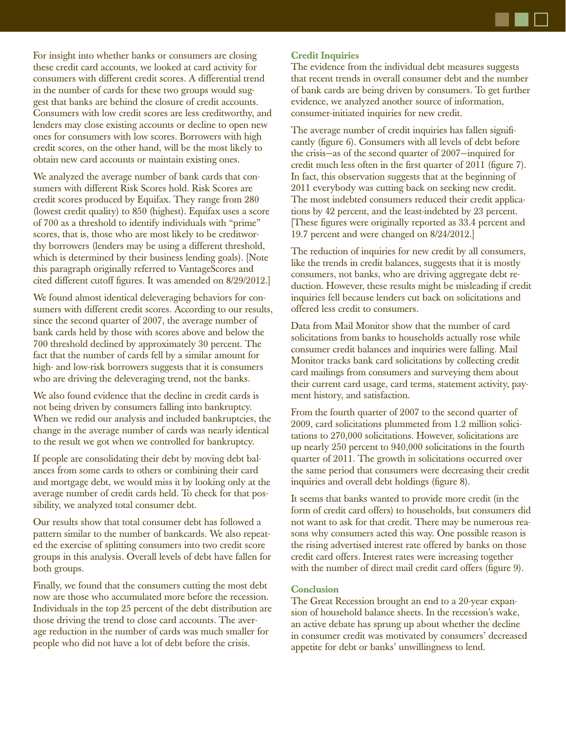For insight into whether banks or consumers are closing these credit card accounts, we looked at card activity for consumers with different credit scores. A differential trend in the number of cards for these two groups would suggest that banks are behind the closure of credit accounts. Consumers with low credit scores are less creditworthy, and lenders may close existing accounts or decline to open new ones for consumers with low scores. Borrowers with high credit scores, on the other hand, will be the most likely to obtain new card accounts or maintain existing ones.

We analyzed the average number of bank cards that consumers with different Risk Scores hold. Risk Scores are credit scores produced by Equifax. They range from 280 (lowest credit quality) to 850 (highest). Equifax uses a score of 700 as a threshold to identify individuals with "prime" scores, that is, those who are most likely to be creditworthy borrowers (lenders may be using a different threshold, which is determined by their business lending goals). [Note this paragraph originally referred to VantageScores and cited different cutoff figures. It was amended on 8/29/2012.]

We found almost identical deleveraging behaviors for consumers with different credit scores. According to our results, since the second quarter of 2007, the average number of bank cards held by those with scores above and below the 700 threshold declined by approximately 30 percent. The fact that the number of cards fell by a similar amount for high- and low-risk borrowers suggests that it is consumers who are driving the deleveraging trend, not the banks.

We also found evidence that the decline in credit cards is not being driven by consumers falling into bankruptcy. When we redid our analysis and included bankruptcies, the change in the average number of cards was nearly identical to the result we got when we controlled for bankruptcy.

If people are consolidating their debt by moving debt balances from some cards to others or combining their card and mortgage debt, we would miss it by looking only at the average number of credit cards held. To check for that possibility, we analyzed total consumer debt.

Our results show that total consumer debt has followed a pattern similar to the number of bankcards. We also repeated the exercise of splitting consumers into two credit score groups in this analysis. Overall levels of debt have fallen for both groups.

Finally, we found that the consumers cutting the most debt now are those who accumulated more before the recession. Individuals in the top 25 percent of the debt distribution are those driving the trend to close card accounts. The average reduction in the number of cards was much smaller for people who did not have a lot of debt before the crisis.

### Credit Inquiries

The evidence from the individual debt measures suggests that recent trends in overall consumer debt and the number of bank cards are being driven by consumers. To get further evidence, we analyzed another source of information, consumer-initiated inquiries for new credit.

The average number of credit inquiries has fallen significantly (figure 6). Consumers with all levels of debt before the crisis—as of the second quarter of 2007—inquired for credit much less often in the first quarter of 2011 (figure 7). In fact, this observation suggests that at the beginning of 2011 everybody was cutting back on seeking new credit. The most indebted consumers reduced their credit applications by 42 percent, and the least-indebted by 23 percent. [These figures were originally reported as 33.4 percent and 19.7 percent and were changed on 8/24/2012.]

The reduction of inquiries for new credit by all consumers, like the trends in credit balances, suggests that it is mostly consumers, not banks, who are driving aggregate debt reduction. However, these results might be misleading if credit inquiries fell because lenders cut back on solicitations and offered less credit to consumers.

Data from Mail Monitor show that the number of card solicitations from banks to households actually rose while consumer credit balances and inquiries were falling. Mail Monitor tracks bank card solicitations by collecting credit card mailings from consumers and surveying them about their current card usage, card terms, statement activity, payment history, and satisfaction.

From the fourth quarter of 2007 to the second quarter of 2009, card solicitations plummeted from 1.2 million solicitations to 270,000 solicitations. However, solicitations are up nearly 250 percent to 940,000 solicitations in the fourth quarter of 2011. The growth in solicitations occurred over the same period that consumers were decreasing their credit inquiries and overall debt holdings (figure 8).

It seems that banks wanted to provide more credit (in the form of credit card offers) to households, but consumers did not want to ask for that credit. There may be numerous reasons why consumers acted this way. One possible reason is the rising advertised interest rate offered by banks on those credit card offers. Interest rates were increasing together with the number of direct mail credit card offers (figure 9).

### Conclusion

The Great Recession brought an end to a 20-year expansion of household balance sheets. In the recession's wake, an active debate has sprung up about whether the decline in consumer credit was motivated by consumers' decreased appetite for debt or banks' unwillingness to lend.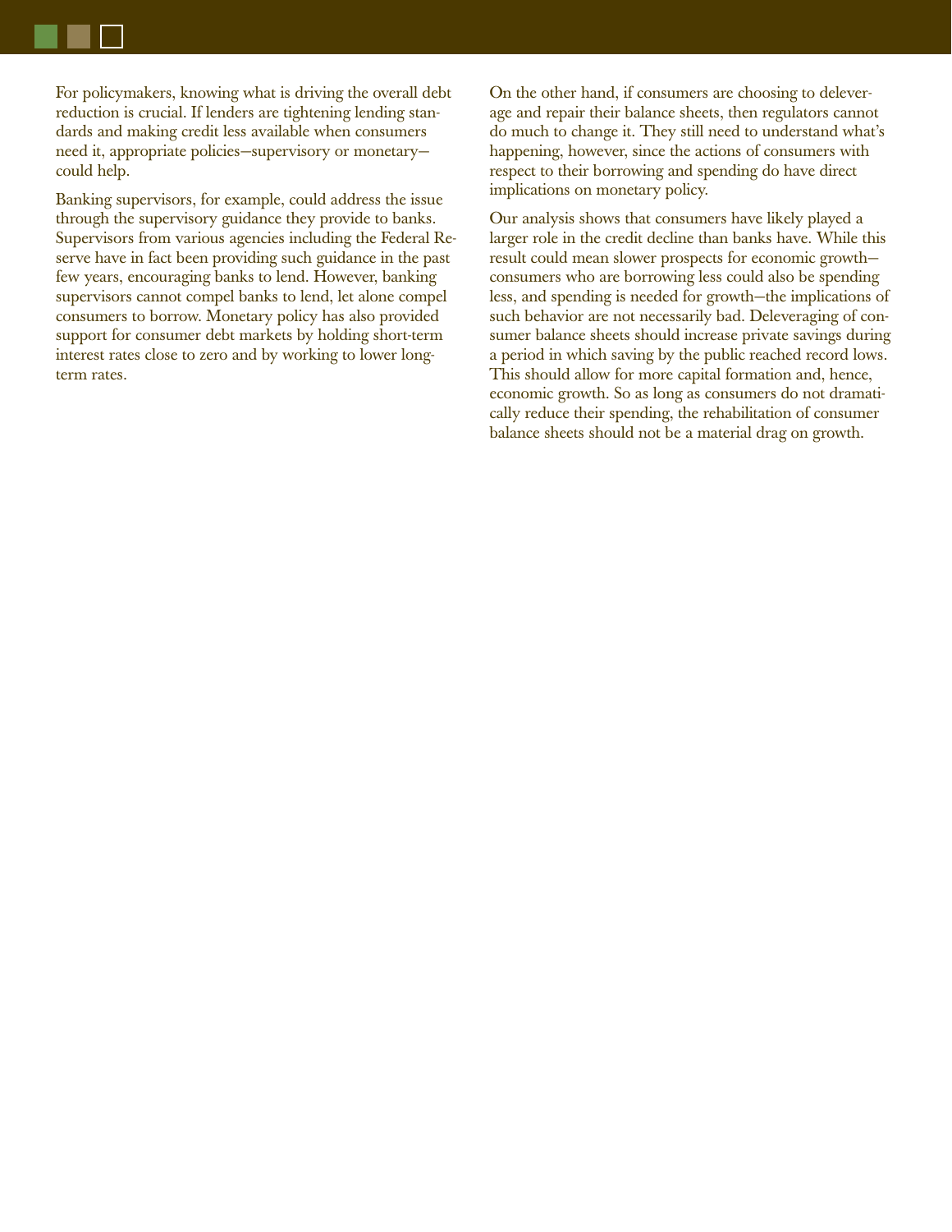For policymakers, knowing what is driving the overall debt reduction is crucial. If lenders are tightening lending standards and making credit less available when consumers need it, appropriate policies—supervisory or monetary—could help.

Banking supervisors, for example, could address the issue through the supervisory guidance they provide to banks. Supervisors from various agencies including the Federal Reserve have in fact been providing such guidance in the past few years, encouraging banks to lend. However, banking supervisors cannot compel banks to lend, let alone compel consumers to borrow. Monetary policy has also provided support for consumer debt markets by holding short-term interest rates close to zero and by working to lower long-term rates.

On the other hand, if consumers are choosing to deleverage and repair their balance sheets, then regulators cannot do much to change it. They still need to understand what's happening, however, since the actions of consumers with respect to their borrowing and spending do have direct implications on monetary policy.

Our analysis shows that consumers have likely played a larger role in the credit decline than banks have. While this result could mean slower prospects for economic growth—consumers who are borrowing less could also be spending less, and spending is needed for growth—the implications of such behavior are not necessarily bad. Deleveraging of consumer balance sheets should increase private savings during a period in which saving by the public reached record lows. This should allow for more capital formation and, hence, economic growth. So as long as consumers do not dramatically reduce their spending, the rehabilitation of consumer balance sheets should not be a material drag on growth.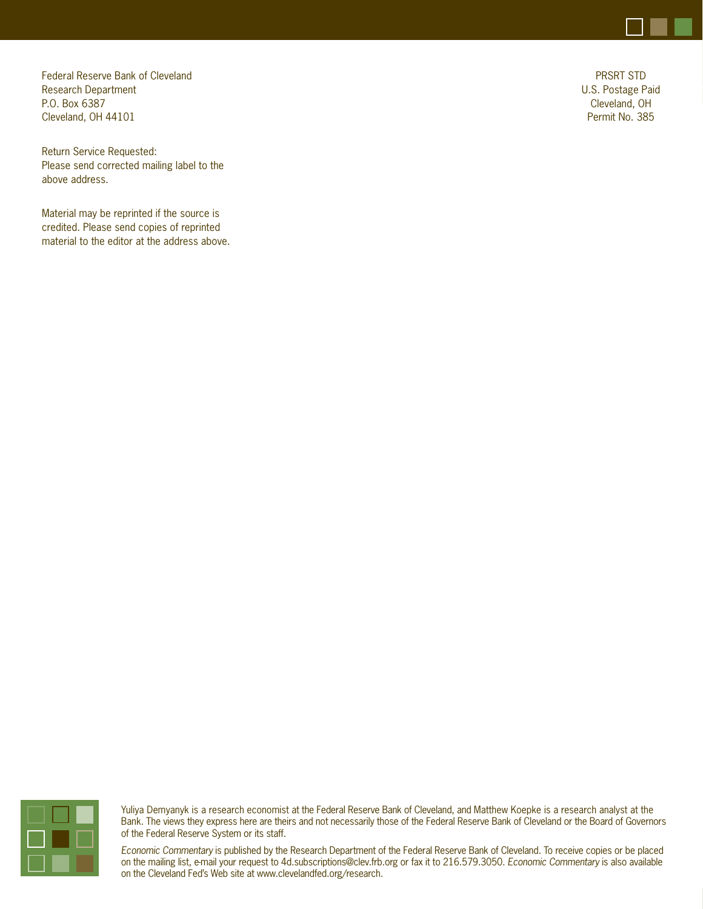Federal Reserve Bank of Cleveland
Research Department
P.O. Box 6387
Cleveland, OH 44101

Return Service Requested:
Please send corrected mailing label to the above address.

Material may be reprinted if the source is credited. Please send copies of reprinted material to the editor at the address above.

PRSRT STD
U.S. Postage Paid
Cleveland, OH
Permit No. 385

Yuliya Demyanyk is a research economist at the Federal Reserve Bank of Cleveland, and Matthew Koepke is a research analyst at the Bank. The views they express here are theirs and not necessarily those of the Federal Reserve Bank of Cleveland or the Board of Governors of the Federal Reserve System or its staff.

*Economic Commentary* is published by the Research Department of the Federal Reserve Bank of Cleveland. To receive copies or be placed on the mailing list, e-mail your request to 4d.subscriptions@clev.frb.org or fax it to 216.579.3050. *Economic Commentary* is also available on the Cleveland Fed's Web site at www.clevelandfed.org/research.